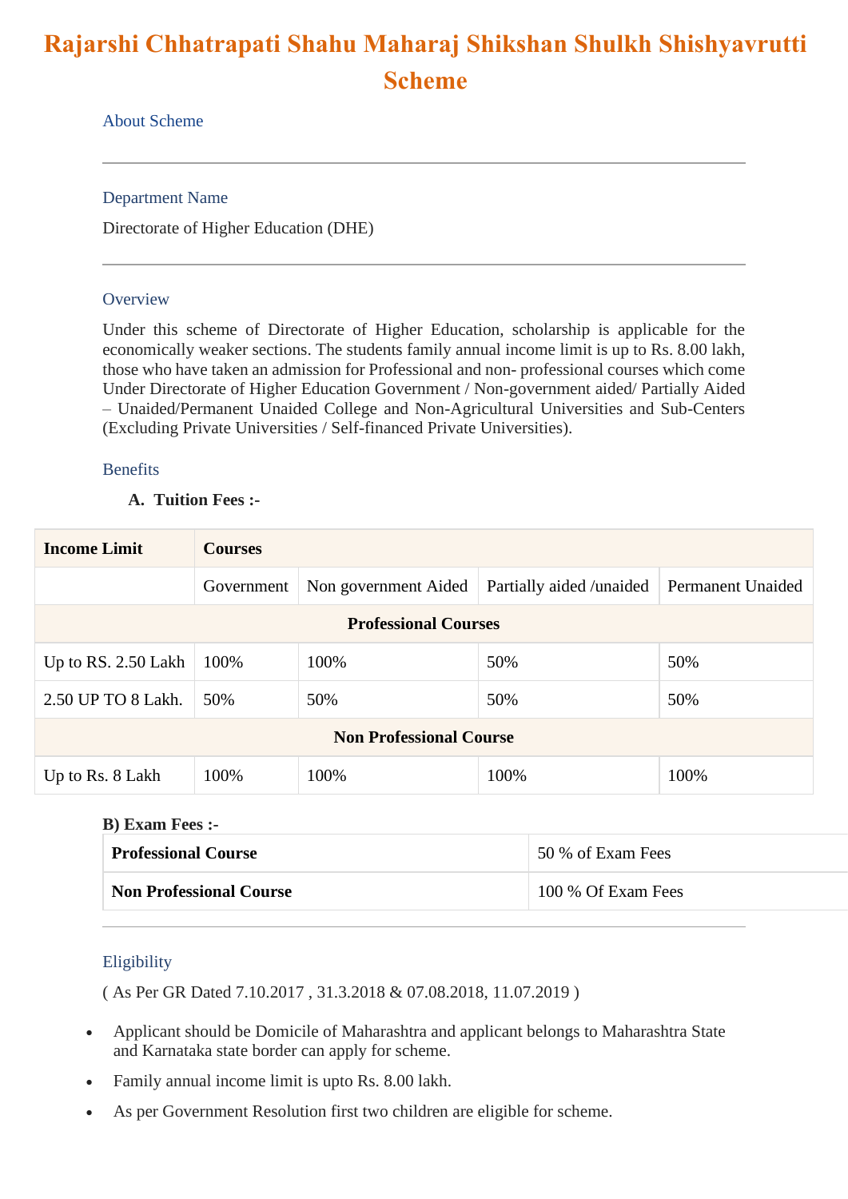# Rajarshi Chhatrapati Shahu Maharaj Shikshan Shulkh Shishyavrutti Scheme

## About Scheme

### Department Name

Directorate of Higher Education (DHE)

### Overview

Under this scheme of Directorate of Higher Education, scholarship is applicable for the economically weaker sections. The students family annual income limit is up to Rs. 8.00 lakh, those who have taken an admission for Professional and non- professional courses which come Under Directorate of Higher Education Government / Non-government aided/ Partially Aided – Unaided/Permanent Unaided College and Non-Agricultural Universities and Sub-Centers (Excluding Private Universities / Self-financed Private Universities).

### Benefits

**A. Tuition Fees :-**

| **Income Limit** | **Courses** | | | |
|---|---|---|---|---|
| | Government | Non government Aided | Partially aided /unaided | Permanent Unaided |
| **Professional Courses** | | | | |
| Up to RS. 2.50 Lakh | 100% | 100% | 50% | 50% |
| 2.50 UP TO 8 Lakh. | 50% | 50% | 50% | 50% |
| **Non Professional Course** | | | | |
| Up to Rs. 8 Lakh | 100% | 100% | 100% | 100% |

**B) Exam Fees :-**

| **Professional Course** | 50 % of Exam Fees |
|---|---|
| **Non Professional Course** | 100 % Of Exam Fees |

### Eligibility

( As Per GR Dated 7.10.2017 , 31.3.2018 & 07.08.2018, 11.07.2019 )

- Applicant should be Domicile of Maharashtra and applicant belongs to Maharashtra State and Karnataka state border can apply for scheme.
- Family annual income limit is upto Rs. 8.00 lakh.
- As per Government Resolution first two children are eligible for scheme.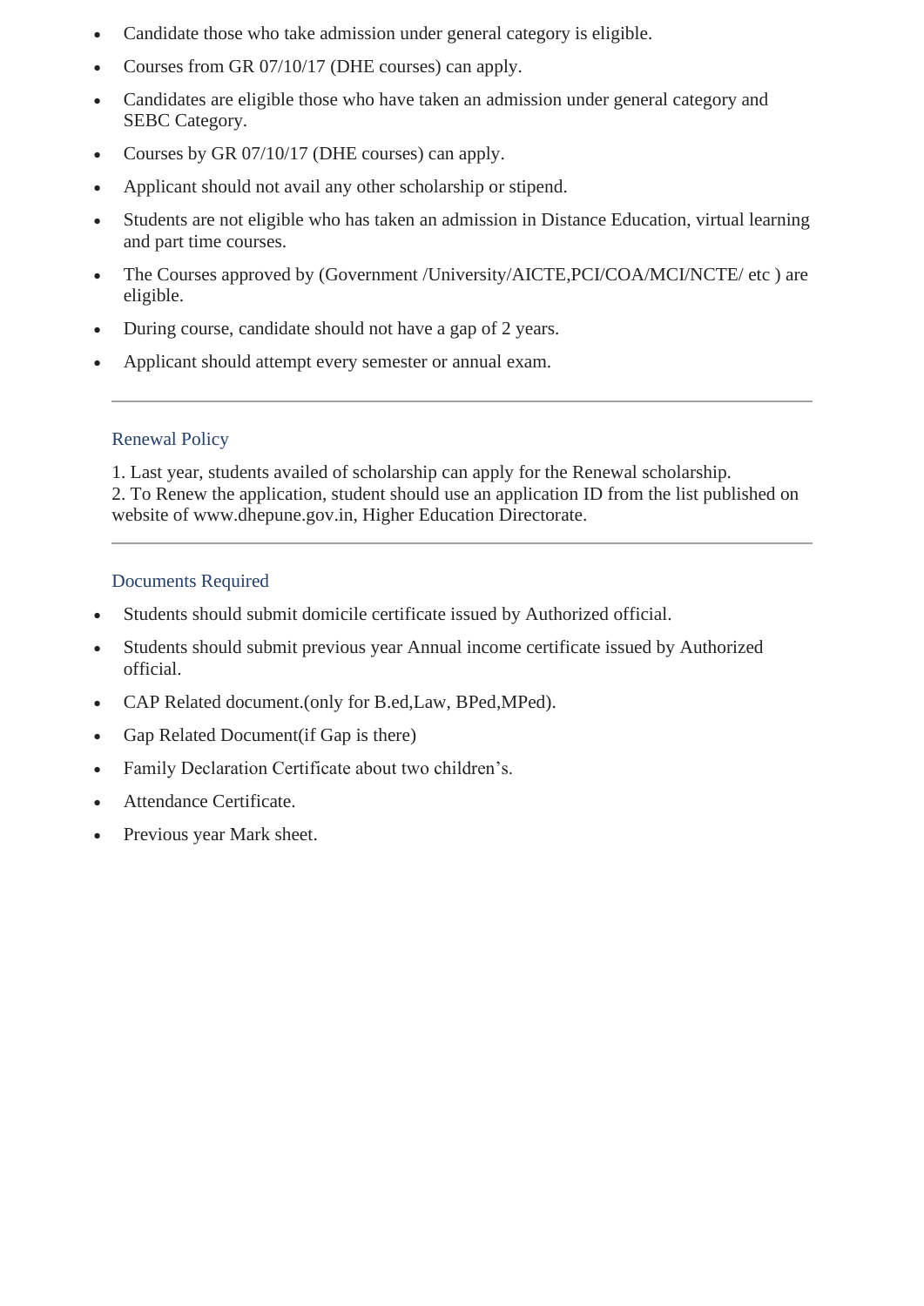- Candidate those who take admission under general category is eligible.
- Courses from GR 07/10/17 (DHE courses) can apply.
- Candidates are eligible those who have taken an admission under general category and SEBC Category.
- Courses by GR 07/10/17 (DHE courses) can apply.
- Applicant should not avail any other scholarship or stipend.
- Students are not eligible who has taken an admission in Distance Education, virtual learning and part time courses.
- The Courses approved by (Government /University/AICTE,PCI/COA/MCI/NCTE/ etc ) are eligible.
- During course, candidate should not have a gap of 2 years.
- Applicant should attempt every semester or annual exam.

---

### Renewal Policy

1. Last year, students availed of scholarship can apply for the Renewal scholarship.
2. To Renew the application, student should use an application ID from the list published on website of www.dhepune.gov.in, Higher Education Directorate.

---

### Documents Required

- Students should submit domicile certificate issued by Authorized official.
- Students should submit previous year Annual income certificate issued by Authorized official.
- CAP Related document.(only for B.ed,Law, BPed,MPed).
- Gap Related Document(if Gap is there)
- Family Declaration Certificate about two children's.
- Attendance Certificate.
- Previous year Mark sheet.